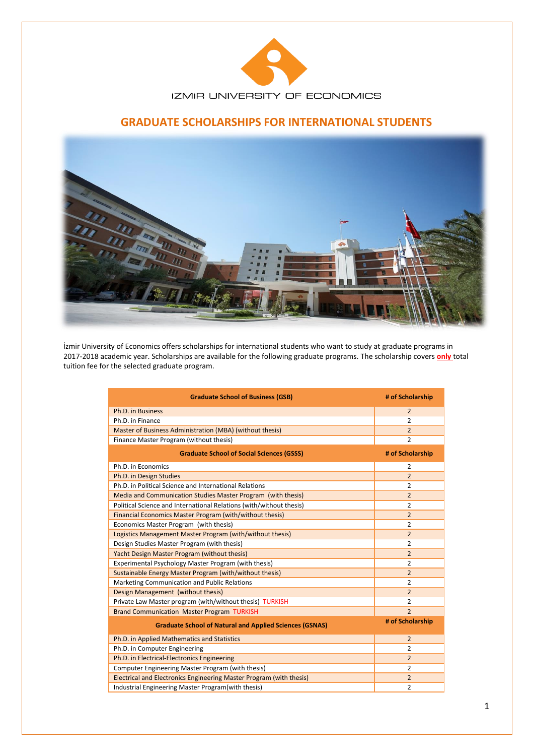İZMIR UNIVERSITY OF ECONOMICS

# GRADUATE SCHOLARSHIPS FOR INTERNATIONAL STUDENTS

İzmir University of Economics offers scholarships for international students who want to study at graduate programs in 2017-2018 academic year. Scholarships are available for the following graduate programs. The scholarship covers **only** total tuition fee for the selected graduate program.

| Graduate School of Business (GSB) | # of Scholarship |
|---|---|
| Ph.D. in Business | 2 |
| Ph.D. in Finance | 2 |
| Master of Business Administration (MBA) (without thesis) | 2 |
| Finance Master Program (without thesis) | 2 |
| **Graduate School of Social Sciences (GSSS)** | **# of Scholarship** |
| Ph.D. in Economics | 2 |
| Ph.D. in Design Studies | 2 |
| Ph.D. in Political Science and International Relations | 2 |
| Media and Communication Studies Master Program (with thesis) | 2 |
| Political Science and International Relations (with/without thesis) | 2 |
| Financial Economics Master Program (with/without thesis) | 2 |
| Economics Master Program (with thesis) | 2 |
| Logistics Management Master Program (with/without thesis) | 2 |
| Design Studies Master Program (with thesis) | 2 |
| Yacht Design Master Program (without thesis) | 2 |
| Experimental Psychology Master Program (with thesis) | 2 |
| Sustainable Energy Master Program (with/without thesis) | 2 |
| Marketing Communication and Public Relations | 2 |
| Design Management (without thesis) | 2 |
| Private Law Master program (with/without thesis) TURKISH | 2 |
| Brand Communication Master Program TURKISH | 2 |
| **Graduate School of Natural and Applied Sciences (GSNAS)** | **# of Scholarship** |
| Ph.D. in Applied Mathematics and Statistics | 2 |
| Ph.D. in Computer Engineering | 2 |
| Ph.D. in Electrical-Electronics Engineering | 2 |
| Computer Engineering Master Program (with thesis) | 2 |
| Electrical and Electronics Engineering Master Program (with thesis) | 2 |
| Industrial Engineering Master Program(with thesis) | 2 |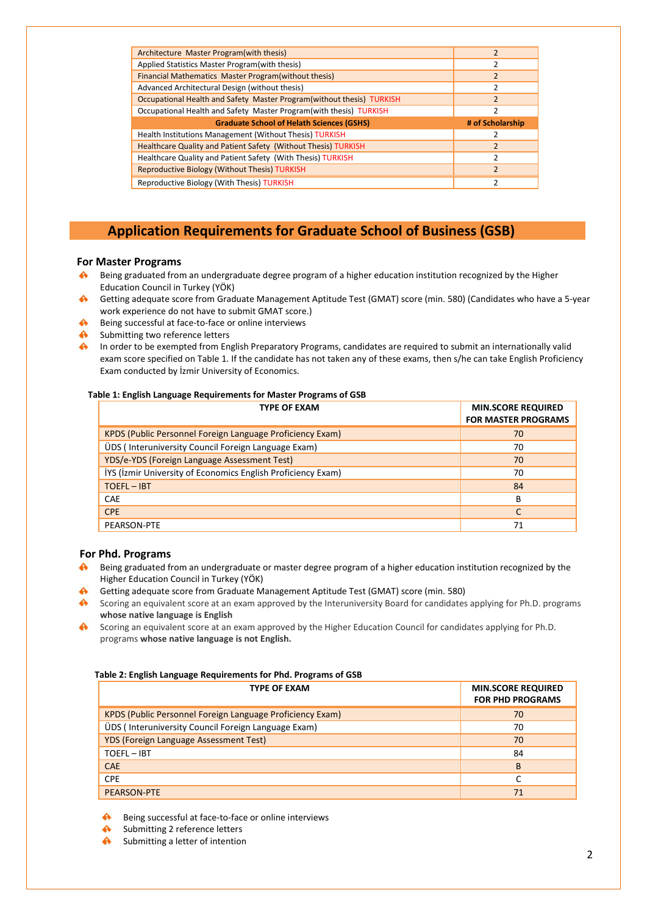| | |
|---|---|
| Architecture Master Program(with thesis) | 2 |
| Applied Statistics Master Program(with thesis) | 2 |
| Financial Mathematics Master Program(without thesis) | 2 |
| Advanced Architectural Design (without thesis) | 2 |
| Occupational Health and Safety Master Program(without thesis) TURKISH | 2 |
| Occupational Health and Safety Master Program(with thesis) TURKISH | 2 |
| **Graduate School of Helath Sciences (GSHS)** | **# of Scholarship** |
| Health Institutions Management (Without Thesis) TURKISH | 2 |
| Healthcare Quality and Patient Safety (Without Thesis) TURKISH | 2 |
| Healthcare Quality and Patient Safety (With Thesis) TURKISH | 2 |
| Reproductive Biology (Without Thesis) TURKISH | 2 |
| Reproductive Biology (With Thesis) TURKISH | 2 |

## Application Requirements for Graduate School of Business (GSB)

### For Master Programs

- Being graduated from an undergraduate degree program of a higher education institution recognized by the Higher Education Council in Turkey (YÖK)
- Getting adequate score from Graduate Management Aptitude Test (GMAT) score (min. 580) (Candidates who have a 5-year work experience do not have to submit GMAT score.)
- Being successful at face-to-face or online interviews
- Submitting two reference letters
- In order to be exempted from English Preparatory Programs, candidates are required to submit an internationally valid exam score specified on Table 1. If the candidate has not taken any of these exams, then s/he can take English Proficiency Exam conducted by İzmir University of Economics.

**Table 1: English Language Requirements for Master Programs of GSB**

| TYPE OF EXAM | MIN.SCORE REQUIRED FOR MASTER PROGRAMS |
|---|---|
| KPDS (Public Personnel Foreign Language Proficiency Exam) | 70 |
| ÜDS ( Interuniversity Council Foreign Language Exam) | 70 |
| YDS/e-YDS (Foreign Language Assessment Test) | 70 |
| İYS (İzmir University of Economics English Proficiency Exam) | 70 |
| TOEFL – IBT | 84 |
| CAE | B |
| CPE | C |
| PEARSON-PTE | 71 |

### For Phd. Programs

- Being graduated from an undergraduate or master degree program of a higher education institution recognized by the Higher Education Council in Turkey (YÖK)
- Getting adequate score from Graduate Management Aptitude Test (GMAT) score (min. 580)
- Scoring an equivalent score at an exam approved by the Interuniversity Board for candidates applying for Ph.D. programs **whose native language is English**
- Scoring an equivalent score at an exam approved by the Higher Education Council for candidates applying for Ph.D. programs **whose native language is not English.**

**Table 2: English Language Requirements for Phd. Programs of GSB**

| TYPE OF EXAM | MIN.SCORE REQUIRED FOR PHD PROGRAMS |
|---|---|
| KPDS (Public Personnel Foreign Language Proficiency Exam) | 70 |
| ÜDS ( Interuniversity Council Foreign Language Exam) | 70 |
| YDS (Foreign Language Assessment Test) | 70 |
| TOEFL – IBT | 84 |
| CAE | B |
| CPE | C |
| PEARSON-PTE | 71 |

- Being successful at face-to-face or online interviews
- Submitting 2 reference letters
- Submitting a letter of intention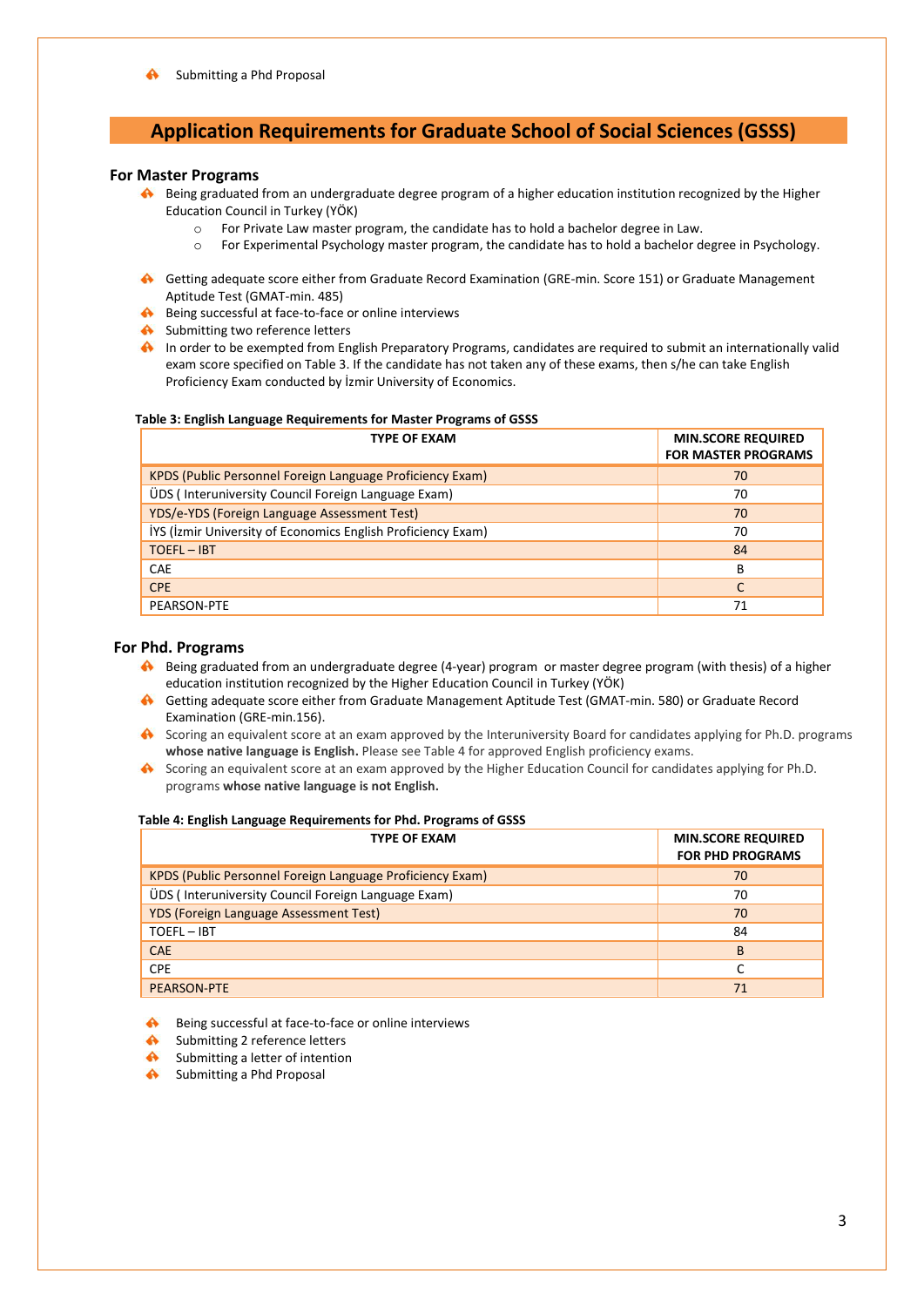- Submitting a Phd Proposal

## Application Requirements for Graduate School of Social Sciences (GSSS)

### For Master Programs

- Being graduated from an undergraduate degree program of a higher education institution recognized by the Higher Education Council in Turkey (YÖK)
    - For Private Law master program, the candidate has to hold a bachelor degree in Law.
    - For Experimental Psychology master program, the candidate has to hold a bachelor degree in Psychology.

- Getting adequate score either from Graduate Record Examination (GRE-min. Score 151) or Graduate Management Aptitude Test (GMAT-min. 485)
- Being successful at face-to-face or online interviews
- Submitting two reference letters
- In order to be exempted from English Preparatory Programs, candidates are required to submit an internationally valid exam score specified on Table 3. If the candidate has not taken any of these exams, then s/he can take English Proficiency Exam conducted by İzmir University of Economics.

**Table 3: English Language Requirements for Master Programs of GSSS**

| TYPE OF EXAM | MIN.SCORE REQUIRED FOR MASTER PROGRAMS |
|---|---|
| KPDS (Public Personnel Foreign Language Proficiency Exam) | 70 |
| ÜDS ( Interuniversity Council Foreign Language Exam) | 70 |
| YDS/e-YDS (Foreign Language Assessment Test) | 70 |
| İYS (İzmir University of Economics English Proficiency Exam) | 70 |
| TOEFL – IBT | 84 |
| CAE | B |
| CPE | C |
| PEARSON-PTE | 71 |

### For Phd. Programs

- Being graduated from an undergraduate degree (4-year) program or master degree program (with thesis) of a higher education institution recognized by the Higher Education Council in Turkey (YÖK)
- Getting adequate score either from Graduate Management Aptitude Test (GMAT-min. 580) or Graduate Record Examination (GRE-min.156).
- Scoring an equivalent score at an exam approved by the Interuniversity Board for candidates applying for Ph.D. programs **whose native language is English.** Please see Table 4 for approved English proficiency exams.
- Scoring an equivalent score at an exam approved by the Higher Education Council for candidates applying for Ph.D. programs **whose native language is not English.**

**Table 4: English Language Requirements for Phd. Programs of GSSS**

| TYPE OF EXAM | MIN.SCORE REQUIRED FOR PHD PROGRAMS |
|---|---|
| KPDS (Public Personnel Foreign Language Proficiency Exam) | 70 |
| ÜDS ( Interuniversity Council Foreign Language Exam) | 70 |
| YDS (Foreign Language Assessment Test) | 70 |
| TOEFL – IBT | 84 |
| CAE | B |
| CPE | C |
| PEARSON-PTE | 71 |

- Being successful at face-to-face or online interviews
- Submitting 2 reference letters
- Submitting a letter of intention
- Submitting a Phd Proposal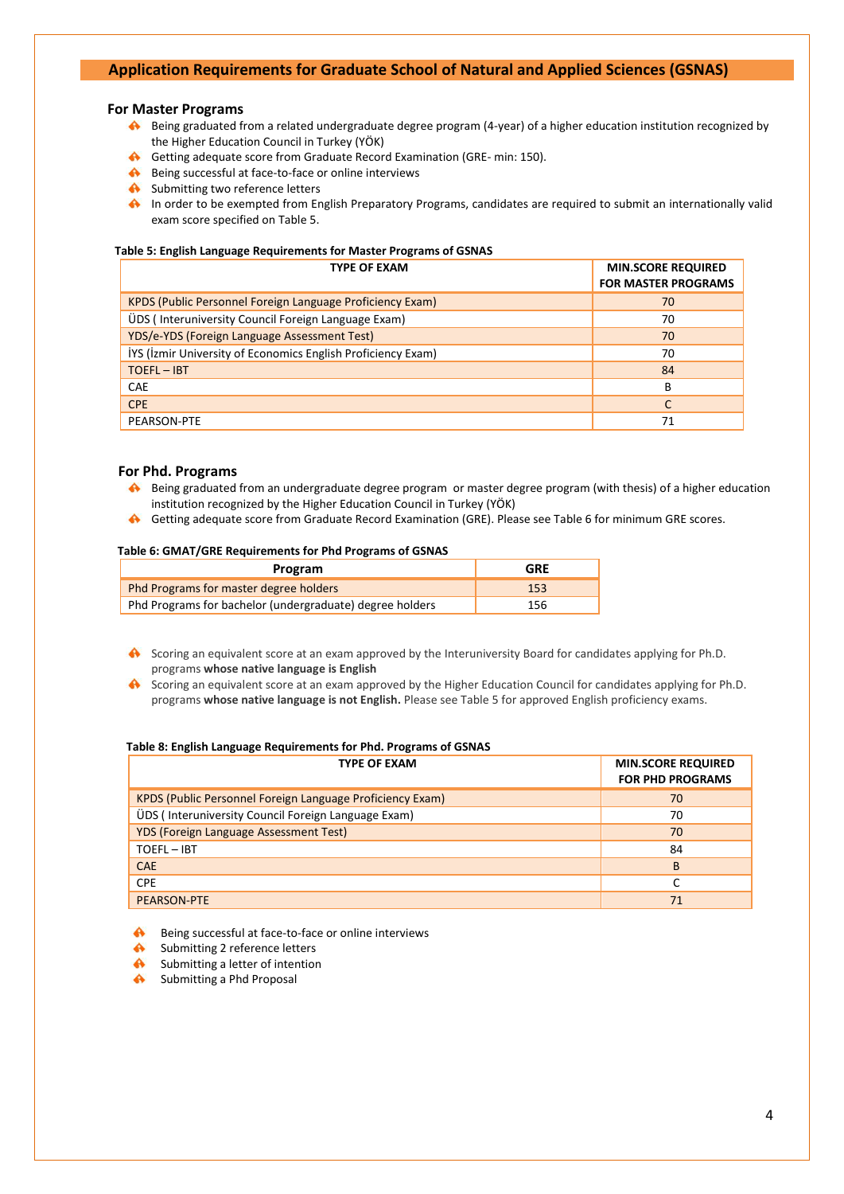## Application Requirements for Graduate School of Natural and Applied Sciences (GSNAS)

### For Master Programs

- Being graduated from a related undergraduate degree program (4-year) of a higher education institution recognized by the Higher Education Council in Turkey (YÖK)
- Getting adequate score from Graduate Record Examination (GRE- min: 150).
- Being successful at face-to-face or online interviews
- Submitting two reference letters
- In order to be exempted from English Preparatory Programs, candidates are required to submit an internationally valid exam score specified on Table 5.

**Table 5: English Language Requirements for Master Programs of GSNAS**

| TYPE OF EXAM | MIN.SCORE REQUIRED FOR MASTER PROGRAMS |
|---|---|
| KPDS (Public Personnel Foreign Language Proficiency Exam) | 70 |
| ÜDS ( Interuniversity Council Foreign Language Exam) | 70 |
| YDS/e-YDS (Foreign Language Assessment Test) | 70 |
| İYS (İzmir University of Economics English Proficiency Exam) | 70 |
| TOEFL – IBT | 84 |
| CAE | B |
| CPE | C |
| PEARSON-PTE | 71 |

### For Phd. Programs

- Being graduated from an undergraduate degree program or master degree program (with thesis) of a higher education institution recognized by the Higher Education Council in Turkey (YÖK)
- Getting adequate score from Graduate Record Examination (GRE). Please see Table 6 for minimum GRE scores.

**Table 6: GMAT/GRE Requirements for Phd Programs of GSNAS**

| Program | GRE |
|---|---|
| Phd Programs for master degree holders | 153 |
| Phd Programs for bachelor (undergraduate) degree holders | 156 |

- Scoring an equivalent score at an exam approved by the Interuniversity Board for candidates applying for Ph.D. programs **whose native language is English**
- Scoring an equivalent score at an exam approved by the Higher Education Council for candidates applying for Ph.D. programs **whose native language is not English.** Please see Table 5 for approved English proficiency exams.

**Table 8: English Language Requirements for Phd. Programs of GSNAS**

| TYPE OF EXAM | MIN.SCORE REQUIRED FOR PHD PROGRAMS |
|---|---|
| KPDS (Public Personnel Foreign Language Proficiency Exam) | 70 |
| ÜDS ( Interuniversity Council Foreign Language Exam) | 70 |
| YDS (Foreign Language Assessment Test) | 70 |
| TOEFL – IBT | 84 |
| CAE | B |
| CPE | C |
| PEARSON-PTE | 71 |

- Being successful at face-to-face or online interviews
- Submitting 2 reference letters
- Submitting a letter of intention
- Submitting a Phd Proposal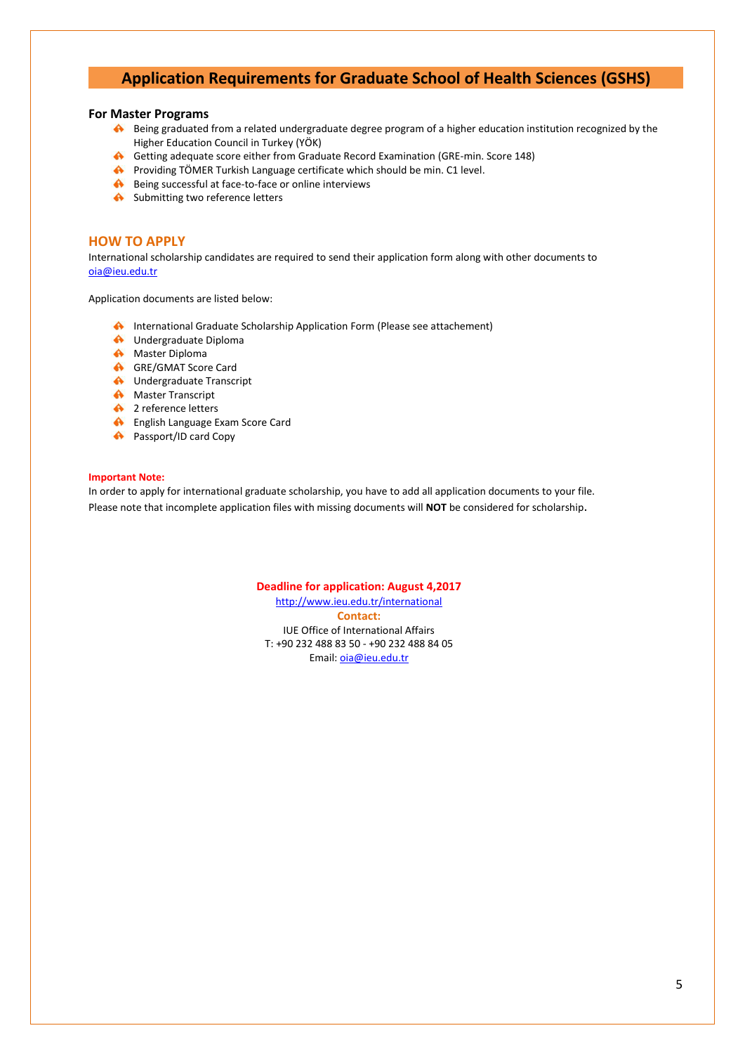## Application Requirements for Graduate School of Health Sciences (GSHS)

### For Master Programs

- Being graduated from a related undergraduate degree program of a higher education institution recognized by the Higher Education Council in Turkey (YÖK)
- Getting adequate score either from Graduate Record Examination (GRE-min. Score 148)
- Providing TÖMER Turkish Language certificate which should be min. C1 level.
- Being successful at face-to-face or online interviews
- Submitting two reference letters

### HOW TO APPLY

International scholarship candidates are required to send their application form along with other documents to oia@ieu.edu.tr

Application documents are listed below:

- International Graduate Scholarship Application Form (Please see attachement)
- Undergraduate Diploma
- Master Diploma
- GRE/GMAT Score Card
- Undergraduate Transcript
- Master Transcript
- 2 reference letters
- English Language Exam Score Card
- Passport/ID card Copy

**Important Note:**

In order to apply for international graduate scholarship, you have to add all application documents to your file.
Please note that incomplete application files with missing documents will **NOT** be considered for scholarship.

**Deadline for application: August 4,2017**

http://www.ieu.edu.tr/international

**Contact:**

IUE Office of International Affairs

T: +90 232 488 83 50 - +90 232 488 84 05

Email: oia@ieu.edu.tr